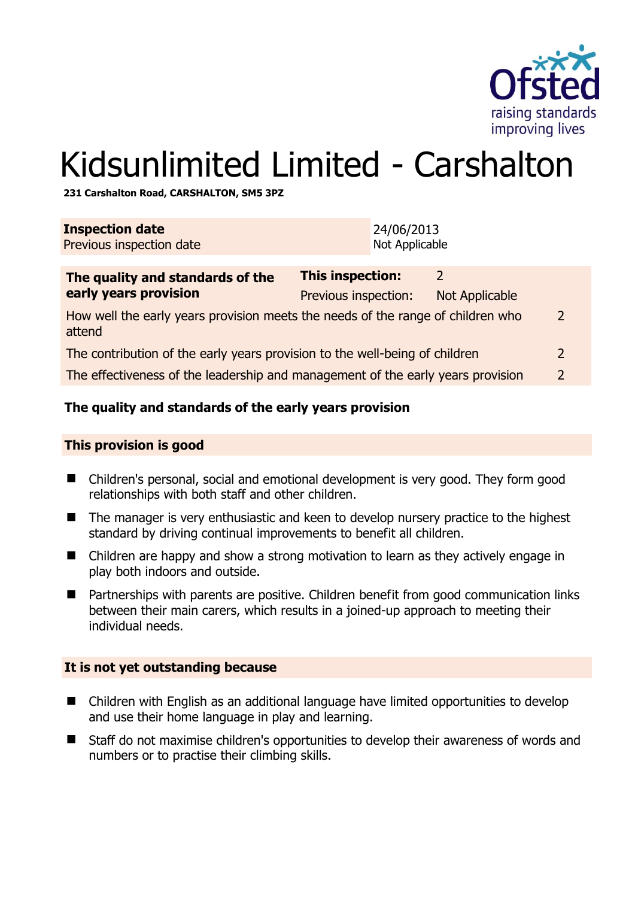# Kidsunlimited Limited - Carshalton

**231 Carshalton Road, CARSHALTON, SM5 3PZ**

| **Inspection date** | 24/06/2013 |
|---|---|
| Previous inspection date | Not Applicable |

| **The quality and standards of the early years provision** | **This inspection:** | 2 | |
|---|---|---|---|
| | Previous inspection: | Not Applicable | |
| How well the early years provision meets the needs of the range of children who attend | | | 2 |
| The contribution of the early years provision to the well-being of children | | | 2 |
| The effectiveness of the leadership and management of the early years provision | | | 2 |

## The quality and standards of the early years provision

### This provision is good

- Children's personal, social and emotional development is very good. They form good relationships with both staff and other children.
- The manager is very enthusiastic and keen to develop nursery practice to the highest standard by driving continual improvements to benefit all children.
- Children are happy and show a strong motivation to learn as they actively engage in play both indoors and outside.
- Partnerships with parents are positive. Children benefit from good communication links between their main carers, which results in a joined-up approach to meeting their individual needs.

### It is not yet outstanding because

- Children with English as an additional language have limited opportunities to develop and use their home language in play and learning.
- Staff do not maximise children's opportunities to develop their awareness of words and numbers or to practise their climbing skills.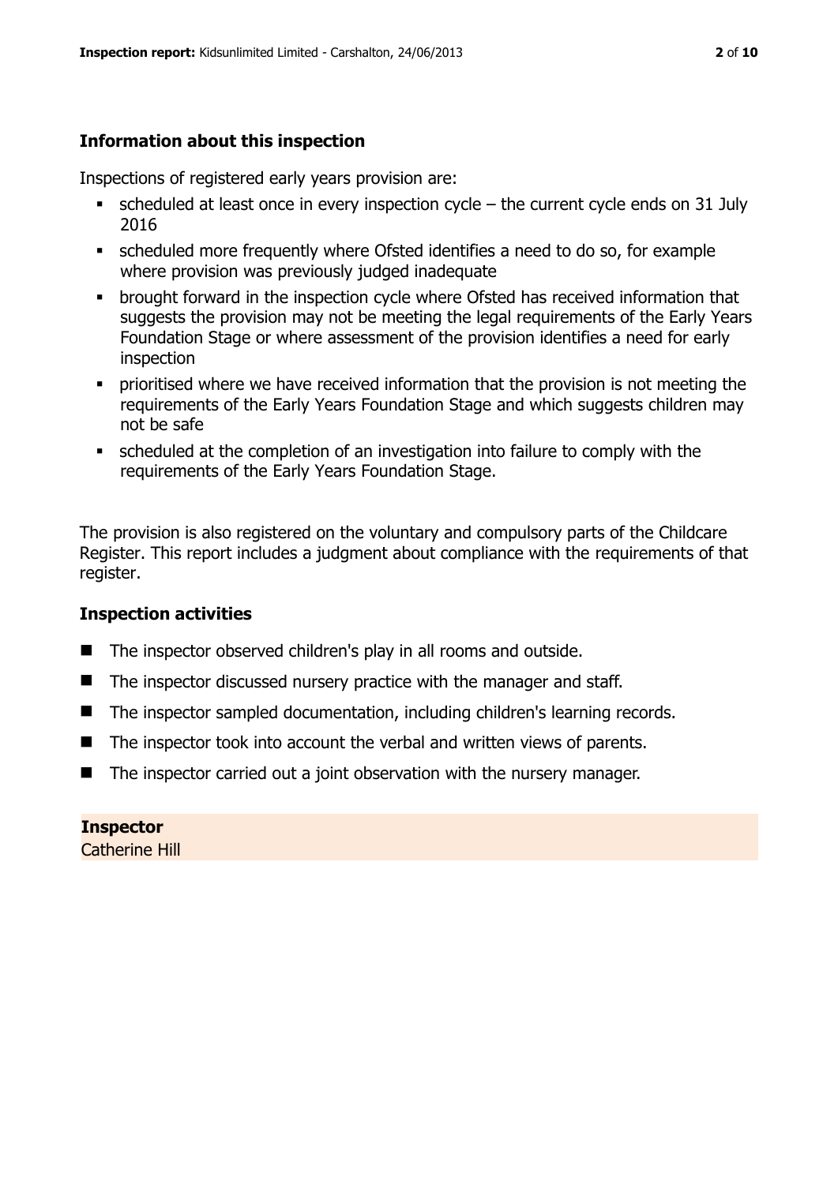### Information about this inspection

Inspections of registered early years provision are:

- scheduled at least once in every inspection cycle – the current cycle ends on 31 July 2016
- scheduled more frequently where Ofsted identifies a need to do so, for example where provision was previously judged inadequate
- brought forward in the inspection cycle where Ofsted has received information that suggests the provision may not be meeting the legal requirements of the Early Years Foundation Stage or where assessment of the provision identifies a need for early inspection
- prioritised where we have received information that the provision is not meeting the requirements of the Early Years Foundation Stage and which suggests children may not be safe
- scheduled at the completion of an investigation into failure to comply with the requirements of the Early Years Foundation Stage.

The provision is also registered on the voluntary and compulsory parts of the Childcare Register. This report includes a judgment about compliance with the requirements of that register.

### Inspection activities

- The inspector observed children's play in all rooms and outside.
- The inspector discussed nursery practice with the manager and staff.
- The inspector sampled documentation, including children's learning records.
- The inspector took into account the verbal and written views of parents.
- The inspector carried out a joint observation with the nursery manager.

**Inspector**
Catherine Hill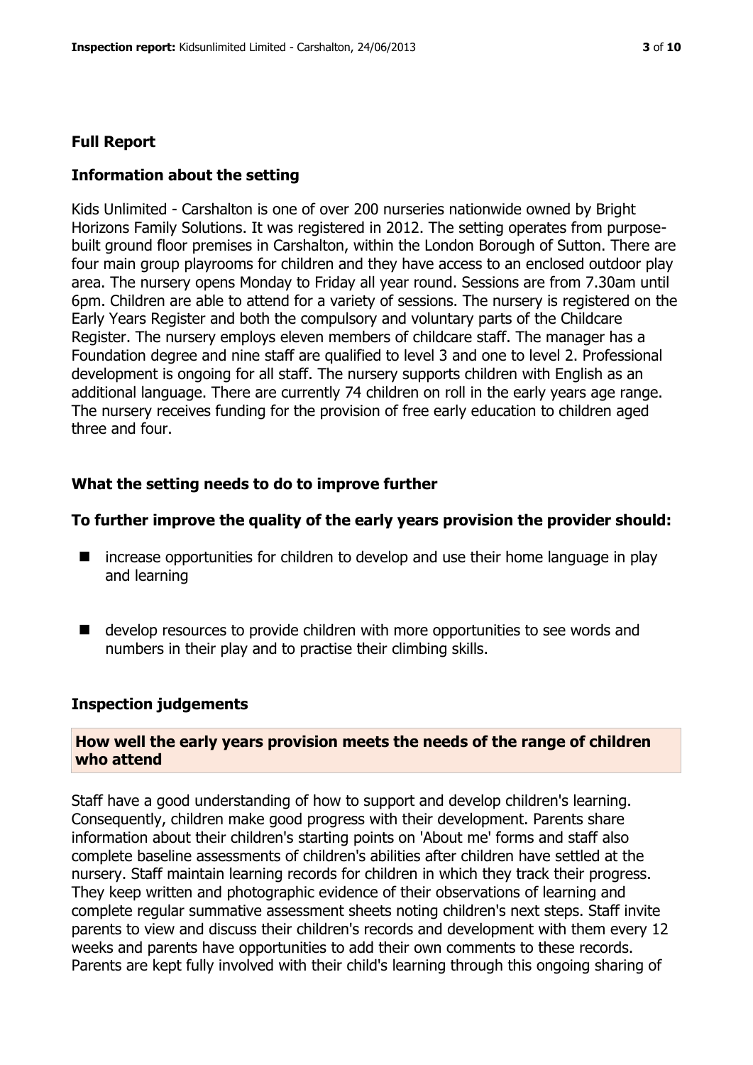## Full Report

### Information about the setting

Kids Unlimited - Carshalton is one of over 200 nurseries nationwide owned by Bright Horizons Family Solutions. It was registered in 2012. The setting operates from purpose-built ground floor premises in Carshalton, within the London Borough of Sutton. There are four main group playrooms for children and they have access to an enclosed outdoor play area. The nursery opens Monday to Friday all year round. Sessions are from 7.30am until 6pm. Children are able to attend for a variety of sessions. The nursery is registered on the Early Years Register and both the compulsory and voluntary parts of the Childcare Register. The nursery employs eleven members of childcare staff. The manager has a Foundation degree and nine staff are qualified to level 3 and one to level 2. Professional development is ongoing for all staff. The nursery supports children with English as an additional language. There are currently 74 children on roll in the early years age range. The nursery receives funding for the provision of free early education to children aged three and four.

### What the setting needs to do to improve further

### To further improve the quality of the early years provision the provider should:

- increase opportunities for children to develop and use their home language in play and learning
- develop resources to provide children with more opportunities to see words and numbers in their play and to practise their climbing skills.

### Inspection judgements

#### How well the early years provision meets the needs of the range of children who attend

Staff have a good understanding of how to support and develop children's learning. Consequently, children make good progress with their development. Parents share information about their children's starting points on 'About me' forms and staff also complete baseline assessments of children's abilities after children have settled at the nursery. Staff maintain learning records for children in which they track their progress. They keep written and photographic evidence of their observations of learning and complete regular summative assessment sheets noting children's next steps. Staff invite parents to view and discuss their children's records and development with them every 12 weeks and parents have opportunities to add their own comments to these records. Parents are kept fully involved with their child's learning through this ongoing sharing of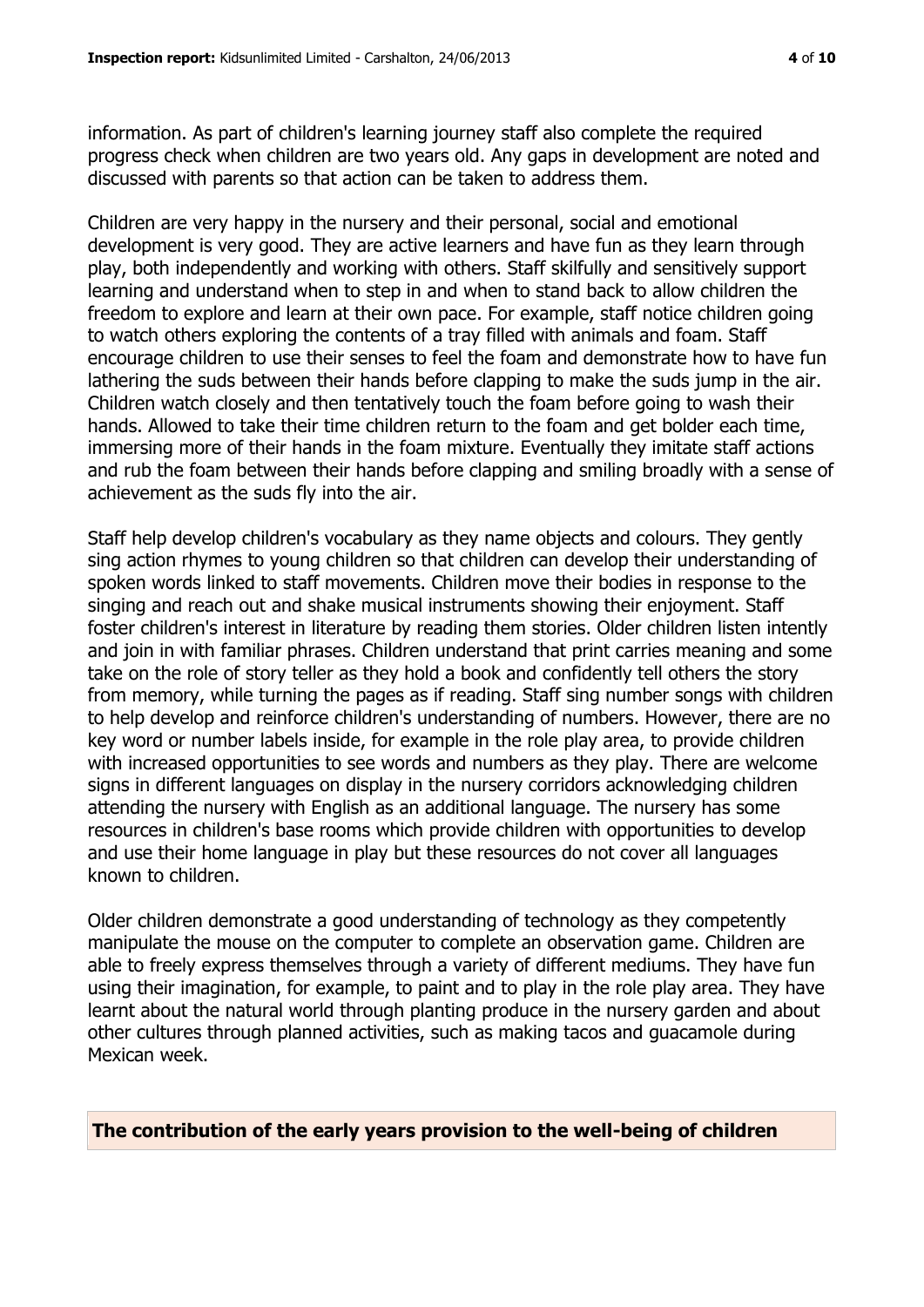information. As part of children's learning journey staff also complete the required progress check when children are two years old. Any gaps in development are noted and discussed with parents so that action can be taken to address them.

Children are very happy in the nursery and their personal, social and emotional development is very good. They are active learners and have fun as they learn through play, both independently and working with others. Staff skilfully and sensitively support learning and understand when to step in and when to stand back to allow children the freedom to explore and learn at their own pace. For example, staff notice children going to watch others exploring the contents of a tray filled with animals and foam. Staff encourage children to use their senses to feel the foam and demonstrate how to have fun lathering the suds between their hands before clapping to make the suds jump in the air. Children watch closely and then tentatively touch the foam before going to wash their hands. Allowed to take their time children return to the foam and get bolder each time, immersing more of their hands in the foam mixture. Eventually they imitate staff actions and rub the foam between their hands before clapping and smiling broadly with a sense of achievement as the suds fly into the air.

Staff help develop children's vocabulary as they name objects and colours. They gently sing action rhymes to young children so that children can develop their understanding of spoken words linked to staff movements. Children move their bodies in response to the singing and reach out and shake musical instruments showing their enjoyment. Staff foster children's interest in literature by reading them stories. Older children listen intently and join in with familiar phrases. Children understand that print carries meaning and some take on the role of story teller as they hold a book and confidently tell others the story from memory, while turning the pages as if reading. Staff sing number songs with children to help develop and reinforce children's understanding of numbers. However, there are no key word or number labels inside, for example in the role play area, to provide children with increased opportunities to see words and numbers as they play. There are welcome signs in different languages on display in the nursery corridors acknowledging children attending the nursery with English as an additional language. The nursery has some resources in children's base rooms which provide children with opportunities to develop and use their home language in play but these resources do not cover all languages known to children.

Older children demonstrate a good understanding of technology as they competently manipulate the mouse on the computer to complete an observation game. Children are able to freely express themselves through a variety of different mediums. They have fun using their imagination, for example, to paint and to play in the role play area. They have learnt about the natural world through planting produce in the nursery garden and about other cultures through planned activities, such as making tacos and guacamole during Mexican week.

## The contribution of the early years provision to the well-being of children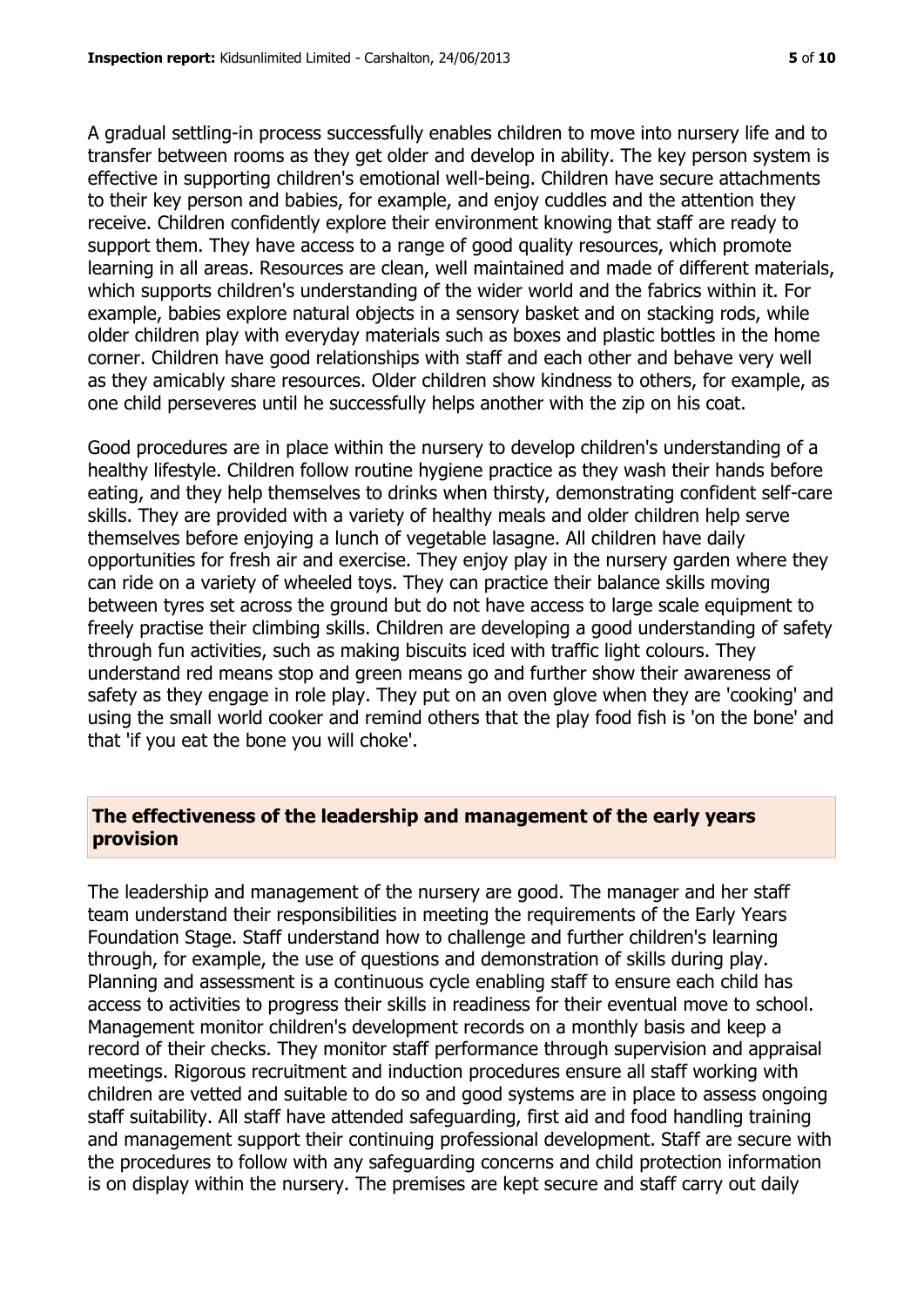A gradual settling-in process successfully enables children to move into nursery life and to transfer between rooms as they get older and develop in ability. The key person system is effective in supporting children's emotional well-being. Children have secure attachments to their key person and babies, for example, and enjoy cuddles and the attention they receive. Children confidently explore their environment knowing that staff are ready to support them. They have access to a range of good quality resources, which promote learning in all areas. Resources are clean, well maintained and made of different materials, which supports children's understanding of the wider world and the fabrics within it. For example, babies explore natural objects in a sensory basket and on stacking rods, while older children play with everyday materials such as boxes and plastic bottles in the home corner. Children have good relationships with staff and each other and behave very well as they amicably share resources. Older children show kindness to others, for example, as one child perseveres until he successfully helps another with the zip on his coat.

Good procedures are in place within the nursery to develop children's understanding of a healthy lifestyle. Children follow routine hygiene practice as they wash their hands before eating, and they help themselves to drinks when thirsty, demonstrating confident self-care skills. They are provided with a variety of healthy meals and older children help serve themselves before enjoying a lunch of vegetable lasagne. All children have daily opportunities for fresh air and exercise. They enjoy play in the nursery garden where they can ride on a variety of wheeled toys. They can practice their balance skills moving between tyres set across the ground but do not have access to large scale equipment to freely practise their climbing skills. Children are developing a good understanding of safety through fun activities, such as making biscuits iced with traffic light colours. They understand red means stop and green means go and further show their awareness of safety as they engage in role play. They put on an oven glove when they are 'cooking' and using the small world cooker and remind others that the play food fish is 'on the bone' and that 'if you eat the bone you will choke'.

## The effectiveness of the leadership and management of the early years provision

The leadership and management of the nursery are good. The manager and her staff team understand their responsibilities in meeting the requirements of the Early Years Foundation Stage. Staff understand how to challenge and further children's learning through, for example, the use of questions and demonstration of skills during play. Planning and assessment is a continuous cycle enabling staff to ensure each child has access to activities to progress their skills in readiness for their eventual move to school. Management monitor children's development records on a monthly basis and keep a record of their checks. They monitor staff performance through supervision and appraisal meetings. Rigorous recruitment and induction procedures ensure all staff working with children are vetted and suitable to do so and good systems are in place to assess ongoing staff suitability. All staff have attended safeguarding, first aid and food handling training and management support their continuing professional development. Staff are secure with the procedures to follow with any safeguarding concerns and child protection information is on display within the nursery. The premises are kept secure and staff carry out daily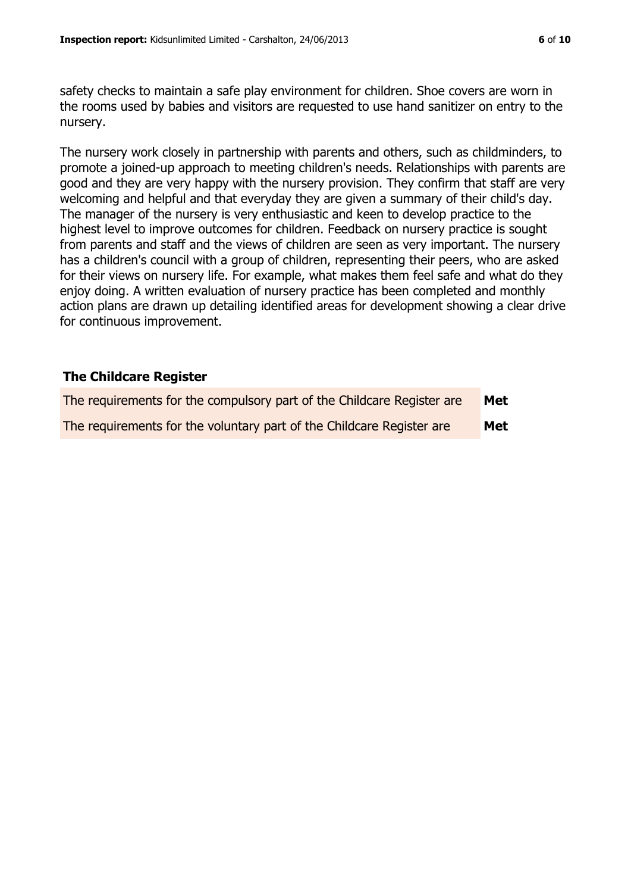safety checks to maintain a safe play environment for children. Shoe covers are worn in the rooms used by babies and visitors are requested to use hand sanitizer on entry to the nursery.

The nursery work closely in partnership with parents and others, such as childminders, to promote a joined-up approach to meeting children's needs. Relationships with parents are good and they are very happy with the nursery provision. They confirm that staff are very welcoming and helpful and that everyday they are given a summary of their child's day. The manager of the nursery is very enthusiastic and keen to develop practice to the highest level to improve outcomes for children. Feedback on nursery practice is sought from parents and staff and the views of children are seen as very important. The nursery has a children's council with a group of children, representing their peers, who are asked for their views on nursery life. For example, what makes them feel safe and what do they enjoy doing. A written evaluation of nursery practice has been completed and monthly action plans are drawn up detailing identified areas for development showing a clear drive for continuous improvement.

## The Childcare Register

| | |
|---|---|
| The requirements for the compulsory part of the Childcare Register are | **Met** |
| The requirements for the voluntary part of the Childcare Register are | **Met** |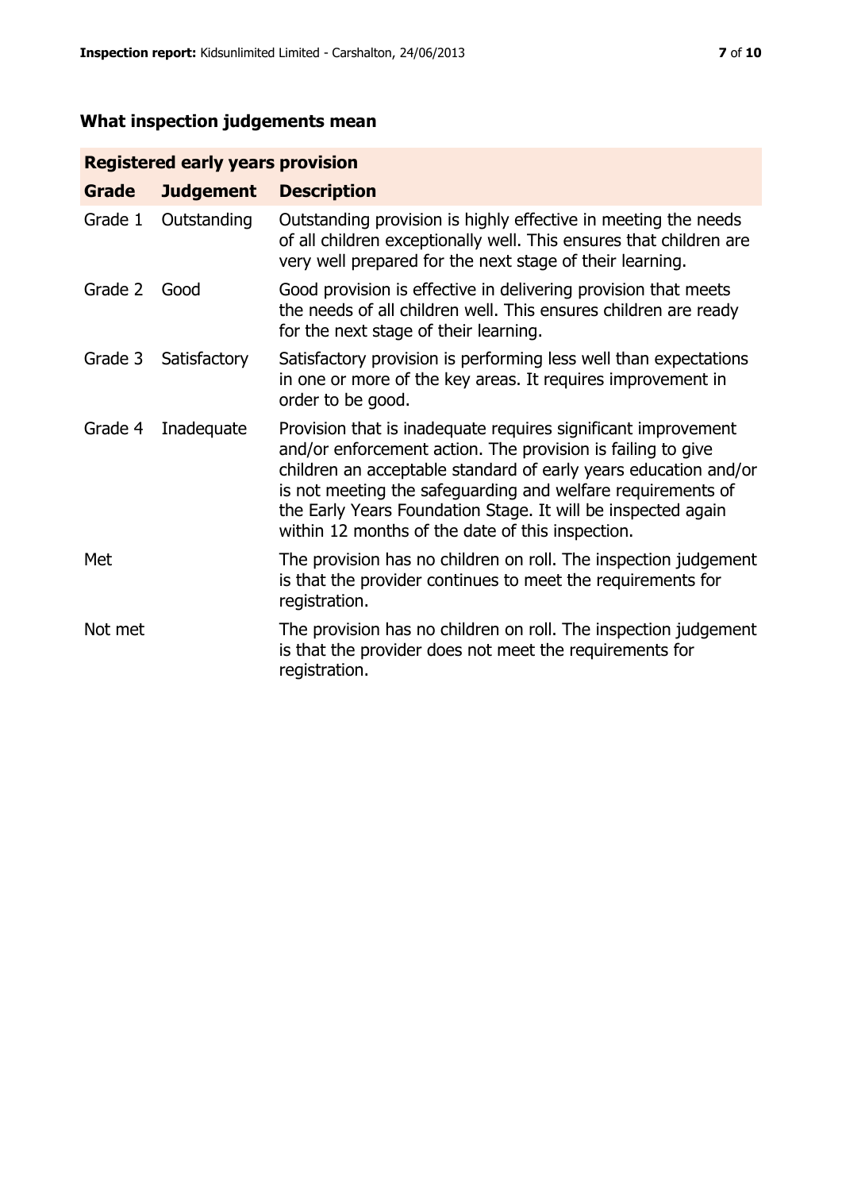## What inspection judgements mean

| Registered early years provision | | |
|---|---|---|
| **Grade** | **Judgement** | **Description** |
| Grade 1 | Outstanding | Outstanding provision is highly effective in meeting the needs of all children exceptionally well. This ensures that children are very well prepared for the next stage of their learning. |
| Grade 2 | Good | Good provision is effective in delivering provision that meets the needs of all children well. This ensures children are ready for the next stage of their learning. |
| Grade 3 | Satisfactory | Satisfactory provision is performing less well than expectations in one or more of the key areas. It requires improvement in order to be good. |
| Grade 4 | Inadequate | Provision that is inadequate requires significant improvement and/or enforcement action. The provision is failing to give children an acceptable standard of early years education and/or is not meeting the safeguarding and welfare requirements of the Early Years Foundation Stage. It will be inspected again within 12 months of the date of this inspection. |
| Met | | The provision has no children on roll. The inspection judgement is that the provider continues to meet the requirements for registration. |
| Not met | | The provision has no children on roll. The inspection judgement is that the provider does not meet the requirements for registration. |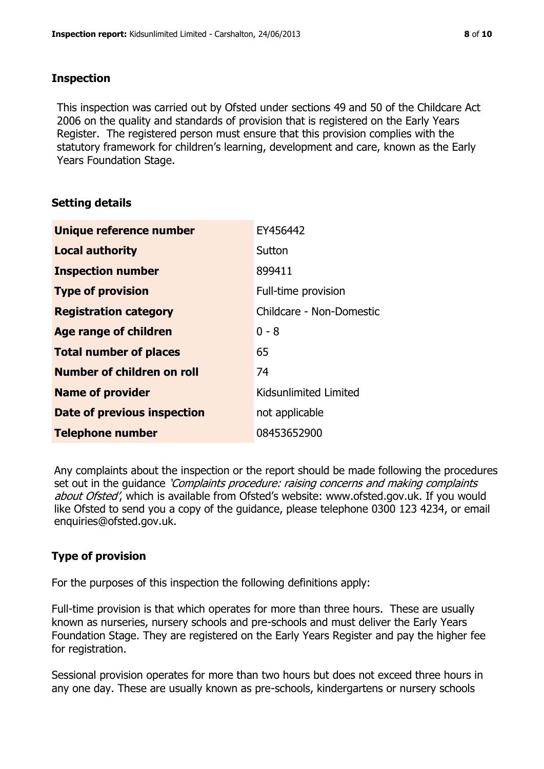## Inspection

This inspection was carried out by Ofsted under sections 49 and 50 of the Childcare Act 2006 on the quality and standards of provision that is registered on the Early Years Register. The registered person must ensure that this provision complies with the statutory framework for children's learning, development and care, known as the Early Years Foundation Stage.

## Setting details

| | |
|---|---|
| **Unique reference number** | EY456442 |
| **Local authority** | Sutton |
| **Inspection number** | 899411 |
| **Type of provision** | Full-time provision |
| **Registration category** | Childcare - Non-Domestic |
| **Age range of children** | 0 - 8 |
| **Total number of places** | 65 |
| **Number of children on roll** | 74 |
| **Name of provider** | Kidsunlimited Limited |
| **Date of previous inspection** | not applicable |
| **Telephone number** | 08453652900 |

Any complaints about the inspection or the report should be made following the procedures set out in the guidance *'Complaints procedure: raising concerns and making complaints about Ofsted'*, which is available from Ofsted's website: www.ofsted.gov.uk. If you would like Ofsted to send you a copy of the guidance, please telephone 0300 123 4234, or email enquiries@ofsted.gov.uk.

## Type of provision

For the purposes of this inspection the following definitions apply:

Full-time provision is that which operates for more than three hours. These are usually known as nurseries, nursery schools and pre-schools and must deliver the Early Years Foundation Stage. They are registered on the Early Years Register and pay the higher fee for registration.

Sessional provision operates for more than two hours but does not exceed three hours in any one day. These are usually known as pre-schools, kindergartens or nursery schools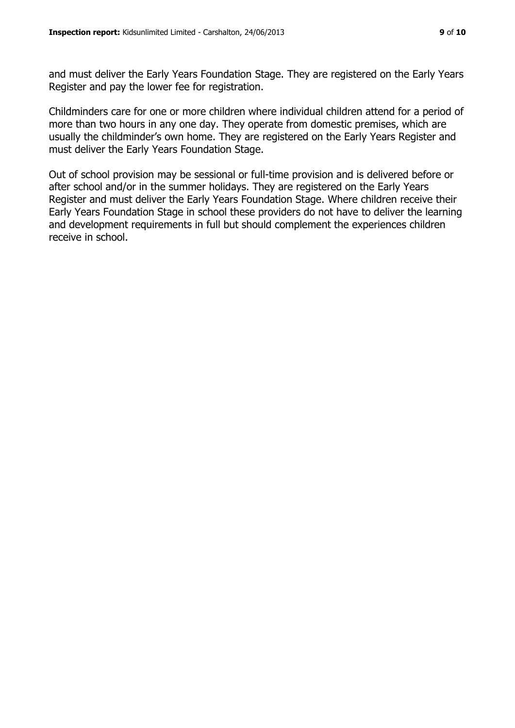and must deliver the Early Years Foundation Stage. They are registered on the Early Years Register and pay the lower fee for registration.

Childminders care for one or more children where individual children attend for a period of more than two hours in any one day. They operate from domestic premises, which are usually the childminder's own home. They are registered on the Early Years Register and must deliver the Early Years Foundation Stage.

Out of school provision may be sessional or full-time provision and is delivered before or after school and/or in the summer holidays. They are registered on the Early Years Register and must deliver the Early Years Foundation Stage. Where children receive their Early Years Foundation Stage in school these providers do not have to deliver the learning and development requirements in full but should complement the experiences children receive in school.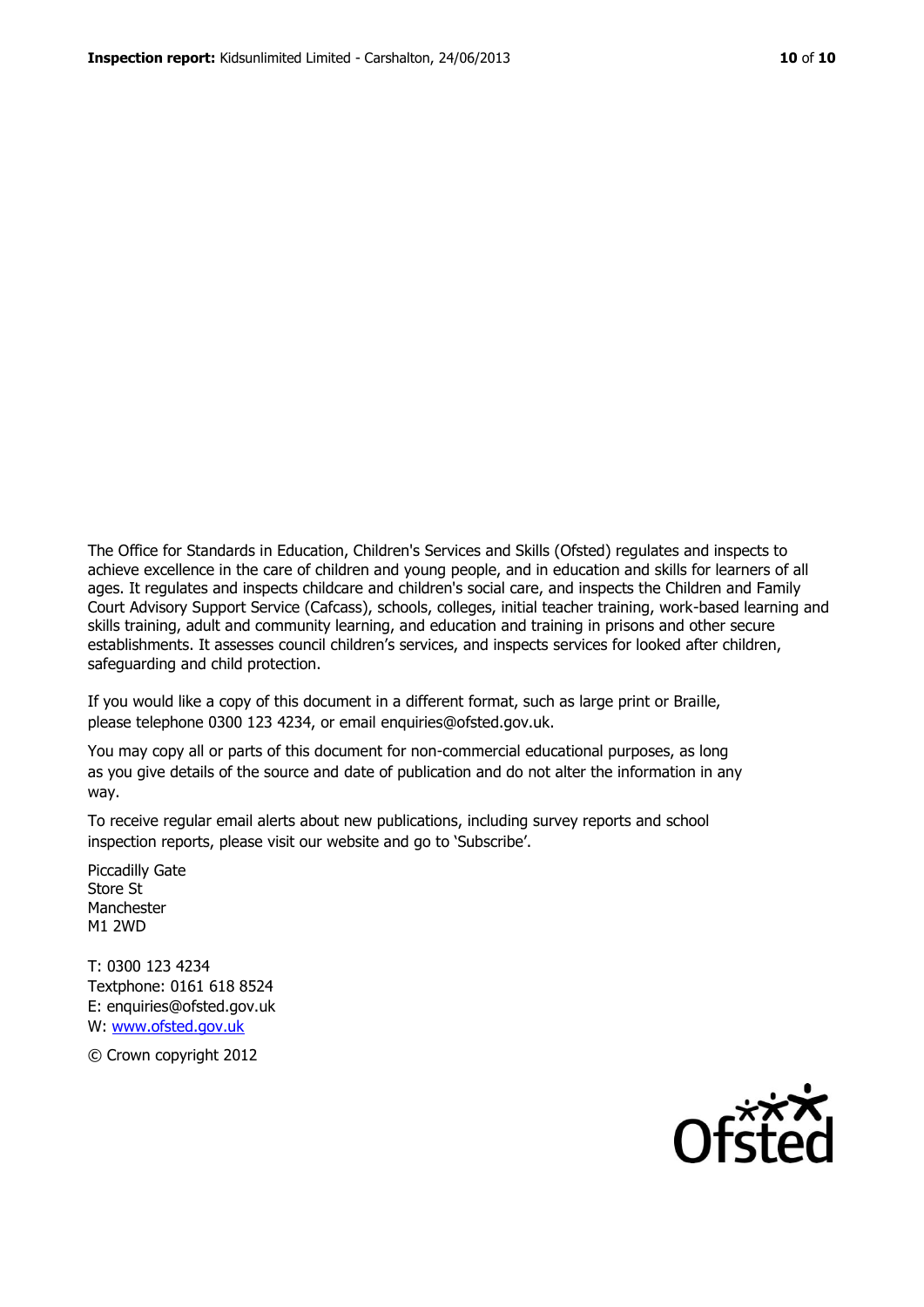The Office for Standards in Education, Children's Services and Skills (Ofsted) regulates and inspects to achieve excellence in the care of children and young people, and in education and skills for learners of all ages. It regulates and inspects childcare and children's social care, and inspects the Children and Family Court Advisory Support Service (Cafcass), schools, colleges, initial teacher training, work-based learning and skills training, adult and community learning, and education and training in prisons and other secure establishments. It assesses council children's services, and inspects services for looked after children, safeguarding and child protection.

If you would like a copy of this document in a different format, such as large print or Braille, please telephone 0300 123 4234, or email enquiries@ofsted.gov.uk.

You may copy all or parts of this document for non-commercial educational purposes, as long as you give details of the source and date of publication and do not alter the information in any way.

To receive regular email alerts about new publications, including survey reports and school inspection reports, please visit our website and go to 'Subscribe'.

Piccadilly Gate  
Store St  
Manchester  
M1 2WD

T: 0300 123 4234  
Textphone: 0161 618 8524  
E: enquiries@ofsted.gov.uk  
W: www.ofsted.gov.uk

© Crown copyright 2012

Ofsted